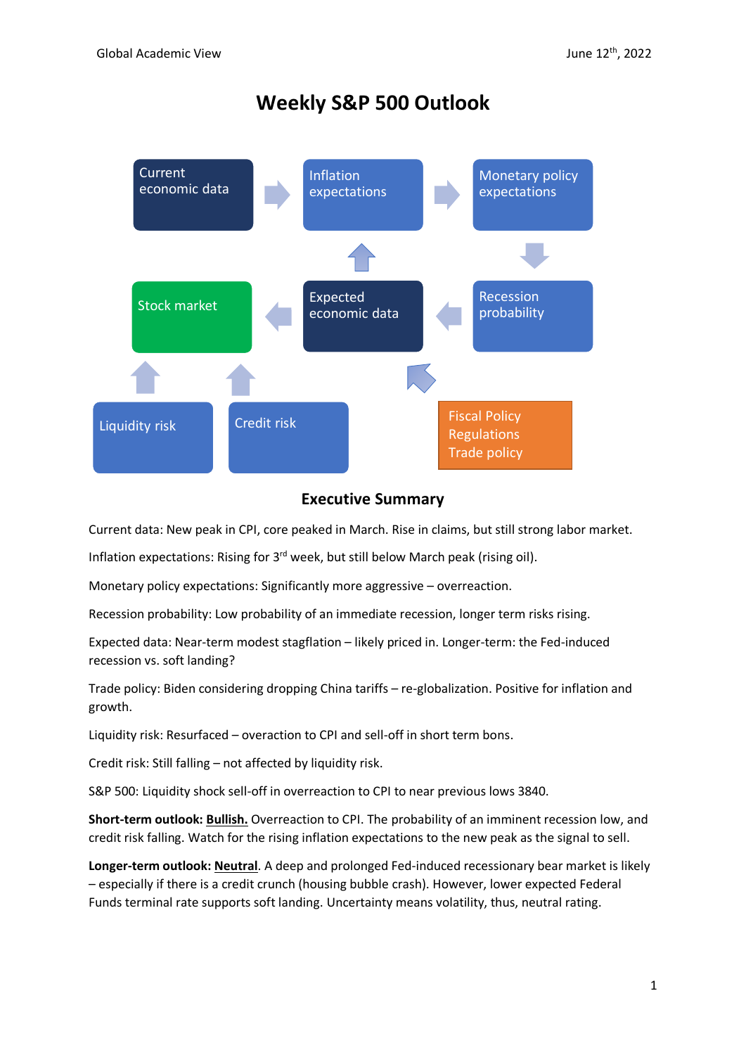# Weekly S&P 500 Outlook

Current economic data

Inflation expectations

Monetary policy expectations

Stock market

Expected economic data

Recession probability

Liquidity risk

Credit risk

Fiscal Policy
Regulations
Trade policy

## Executive Summary

Current data: New peak in CPI, core peaked in March. Rise in claims, but still strong labor market.

Inflation expectations: Rising for 3rd week, but still below March peak (rising oil).

Monetary policy expectations: Significantly more aggressive – overreaction.

Recession probability: Low probability of an immediate recession, longer term risks rising.

Expected data: Near-term modest stagflation – likely priced in. Longer-term: the Fed-induced recession vs. soft landing?

Trade policy: Biden considering dropping China tariffs – re-globalization. Positive for inflation and growth.

Liquidity risk: Resurfaced – overaction to CPI and sell-off in short term bons.

Credit risk: Still falling – not affected by liquidity risk.

S&P 500: Liquidity shock sell-off in overreaction to CPI to near previous lows 3840.

**Short-term outlook: Bullish.** Overreaction to CPI. The probability of an imminent recession low, and credit risk falling. Watch for the rising inflation expectations to the new peak as the signal to sell.

**Longer-term outlook: Neutral**. A deep and prolonged Fed-induced recessionary bear market is likely – especially if there is a credit crunch (housing bubble crash). However, lower expected Federal Funds terminal rate supports soft landing. Uncertainty means volatility, thus, neutral rating.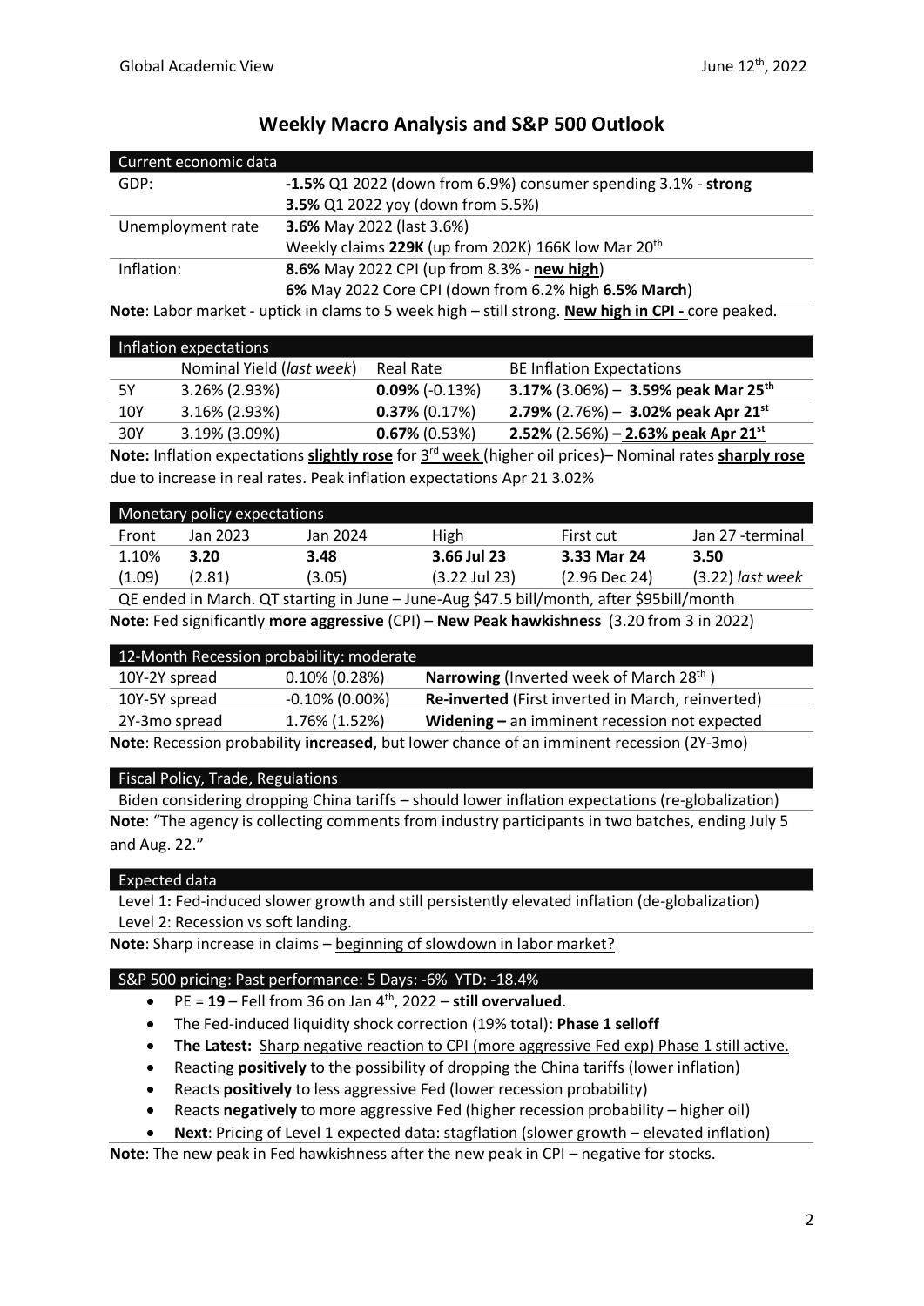# Weekly Macro Analysis and S&P 500 Outlook

| Current economic data | |
|---|---|
| GDP: | **-1.5%** Q1 2022 (down from 6.9%) consumer spending 3.1% - **strong** |
| | **3.5%** Q1 2022 yoy (down from 5.5%) |
| Unemployment rate | **3.6%** May 2022 (last 3.6%) |
| | Weekly claims **229K** (up from 202K) 166K low Mar 20th |
| Inflation: | **8.6%** May 2022 CPI (up from 8.3% - **new high**) |
| | **6%** May 2022 Core CPI (down from 6.2% high **6.5% March**) |

**Note**: Labor market - uptick in clams to 5 week high – still strong. **New high in CPI -** core peaked.

| Inflation expectations | | | |
|---|---|---|---|
| | Nominal Yield (*last week*) | Real Rate | BE Inflation Expectations |
| 5Y | 3.26% (2.93%) | **0.09%** (-0.13%) | **3.17%** (3.06%) – **3.59% peak Mar 25th** |
| 10Y | 3.16% (2.93%) | **0.37%** (0.17%) | **2.79%** (2.76%) – **3.02% peak Apr 21st** |
| 30Y | 3.19% (3.09%) | **0.67%** (0.53%) | **2.52%** (2.56%) **– 2.63% peak Apr 21st** |

**Note:** Inflation expectations **slightly rose** for 3rd week (higher oil prices)– Nominal rates **sharply rose** due to increase in real rates. Peak inflation expectations Apr 21 3.02%

| Monetary policy expectations | | | | | |
|---|---|---|---|---|---|
| Front | Jan 2023 | Jan 2024 | High | First cut | Jan 27 -terminal |
| 1.10% | **3.20** | **3.48** | **3.66 Jul 23** | **3.33 Mar 24** | **3.50** |
| (1.09) | (2.81) | (3.05) | (3.22 Jul 23) | (2.96 Dec 24) | (3.22) *last week* |

QE ended in March. QT starting in June – June-Aug $47.5 bill/month, after $95bill/month

**Note**: Fed significantly **more aggressive** (CPI) – **New Peak hawkishness** (3.20 from 3 in 2022)

| 12-Month Recession probability: moderate | | |
|---|---|---|
| 10Y-2Y spread | 0.10% (0.28%) | **Narrowing** (Inverted week of March 28th ) |
| 10Y-5Y spread | -0.10% (0.00%) | **Re-inverted** (First inverted in March, reinverted) |
| 2Y-3mo spread | 1.76% (1.52%) | **Widening –** an imminent recession not expected |

**Note**: Recession probability **increased**, but lower chance of an imminent recession (2Y-3mo)

## Fiscal Policy, Trade, Regulations

Biden considering dropping China tariffs – should lower inflation expectations (re-globalization)

**Note**: "The agency is collecting comments from industry participants in two batches, ending July 5 and Aug. 22."

## Expected data

Level 1**:** Fed-induced slower growth and still persistently elevated inflation (de-globalization)

Level 2: Recession vs soft landing.

**Note**: Sharp increase in claims – beginning of slowdown in labor market?

## S&P 500 pricing: Past performance: 5 Days: -6% YTD: -18.4%

- PE = **19** – Fell from 36 on Jan 4th, 2022 – **still overvalued**.
- The Fed-induced liquidity shock correction (19% total): **Phase 1 selloff**
- **The Latest:** Sharp negative reaction to CPI (more aggressive Fed exp) Phase 1 still active.
- Reacting **positively** to the possibility of dropping the China tariffs (lower inflation)
- Reacts **positively** to less aggressive Fed (lower recession probability)
- Reacts **negatively** to more aggressive Fed (higher recession probability – higher oil)
- **Next**: Pricing of Level 1 expected data: stagflation (slower growth – elevated inflation)

**Note**: The new peak in Fed hawkishness after the new peak in CPI – negative for stocks.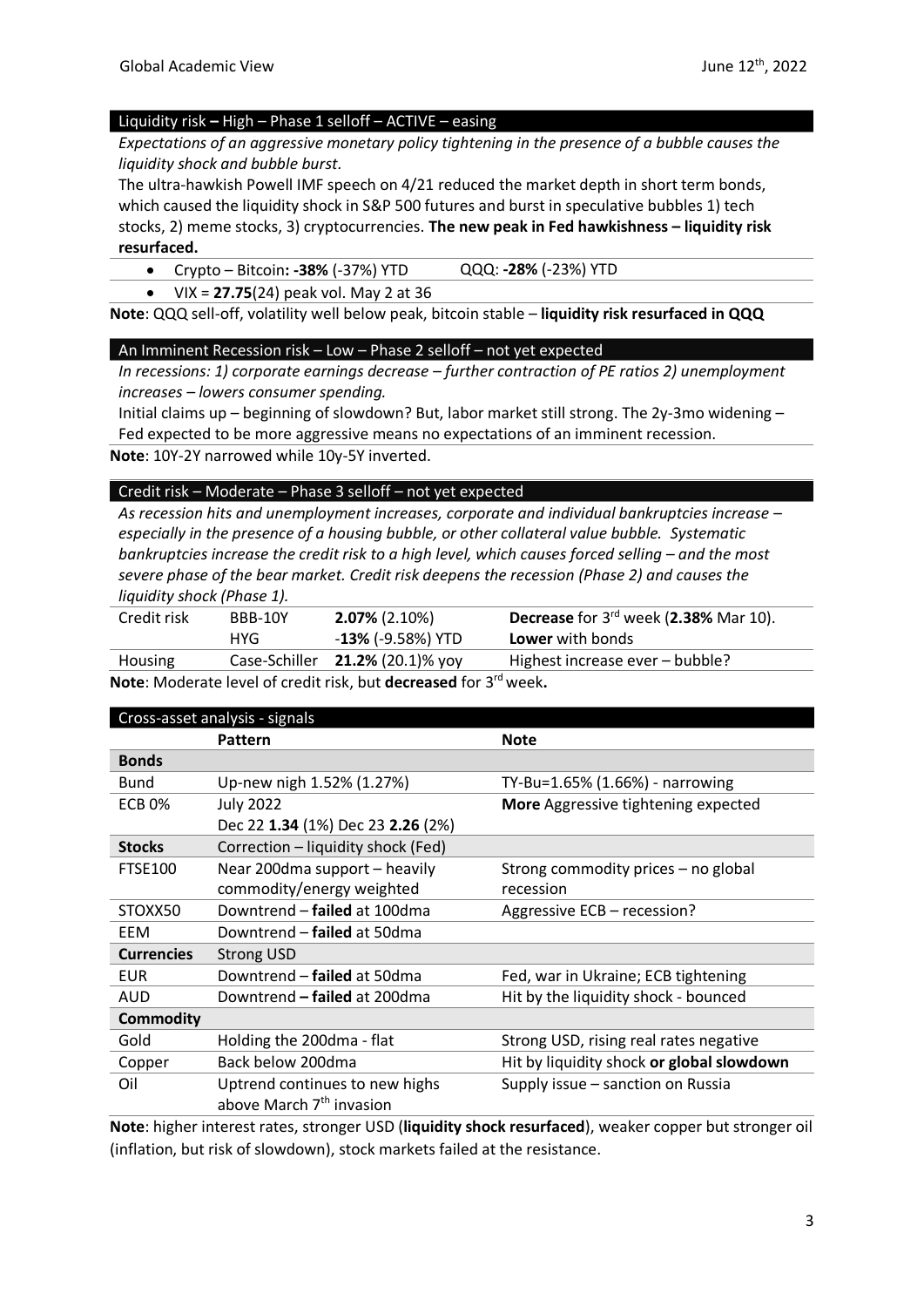## Liquidity risk – High – Phase 1 selloff – ACTIVE – easing

*Expectations of an aggressive monetary policy tightening in the presence of a bubble causes the liquidity shock and bubble burst.*

The ultra-hawkish Powell IMF speech on 4/21 reduced the market depth in short term bonds, which caused the liquidity shock in S&P 500 futures and burst in speculative bubbles 1) tech stocks, 2) meme stocks, 3) cryptocurrencies. **The new peak in Fed hawkishness – liquidity risk resurfaced.**

- Crypto – Bitcoin**: -38%** (-37%) YTD QQQ: **-28%** (-23%) YTD
- VIX = **27.75**(24) peak vol. May 2 at 36

**Note**: QQQ sell-off, volatility well below peak, bitcoin stable – **liquidity risk resurfaced in QQQ**

## An Imminent Recession risk – Low – Phase 2 selloff – not yet expected

*In recessions: 1) corporate earnings decrease – further contraction of PE ratios 2) unemployment increases – lowers consumer spending.*

Initial claims up – beginning of slowdown? But, labor market still strong. The 2y-3mo widening – Fed expected to be more aggressive means no expectations of an imminent recession.

**Note**: 10Y-2Y narrowed while 10y-5Y inverted.

## Credit risk – Moderate – Phase 3 selloff – not yet expected

*As recession hits and unemployment increases, corporate and individual bankruptcies increase – especially in the presence of a housing bubble, or other collateral value bubble. Systematic bankruptcies increase the credit risk to a high level, which causes forced selling – and the most severe phase of the bear market. Credit risk deepens the recession (Phase 2) and causes the liquidity shock (Phase 1).*

| | | | |
|---|---|---|---|
| Credit risk | BBB-10Y | **2.07%** (2.10%) | **Decrease** for 3rd week (**2.38%** Mar 10). |
| | HYG | -**13%** (-9.58%) YTD | **Lower** with bonds |
| Housing | Case-Schiller | **21.2%** (20.1)% yoy | Highest increase ever – bubble? |

**Note**: Moderate level of credit risk, but **decreased** for 3rd week**.**

## Cross-asset analysis - signals

| | Pattern | Note |
|---|---|---|
| **Bonds** | | |
| Bund | Up-new nigh 1.52% (1.27%) | TY-Bu=1.65% (1.66%) - narrowing |
| ECB 0% | July 2022<br>Dec 22 **1.34** (1%) Dec 23 **2.26** (2%) | **More** Aggressive tightening expected |
| **Stocks** | Correction – liquidity shock (Fed) | |
| FTSE100 | Near 200dma support – heavily commodity/energy weighted | Strong commodity prices – no global recession |
| STOXX50 | Downtrend – **failed** at 100dma | Aggressive ECB – recession? |
| EEM | Downtrend – **failed** at 50dma | |
| **Currencies** | Strong USD | |
| EUR | Downtrend – **failed** at 50dma | Fed, war in Ukraine; ECB tightening |
| AUD | Downtrend **– failed** at 200dma | Hit by the liquidity shock - bounced |
| **Commodity** | | |
| Gold | Holding the 200dma - flat | Strong USD, rising real rates negative |
| Copper | Back below 200dma | Hit by liquidity shock **or global slowdown** |
| Oil | Uptrend continues to new highs above March 7th invasion | Supply issue – sanction on Russia |

**Note**: higher interest rates, stronger USD (**liquidity shock resurfaced**), weaker copper but stronger oil (inflation, but risk of slowdown), stock markets failed at the resistance.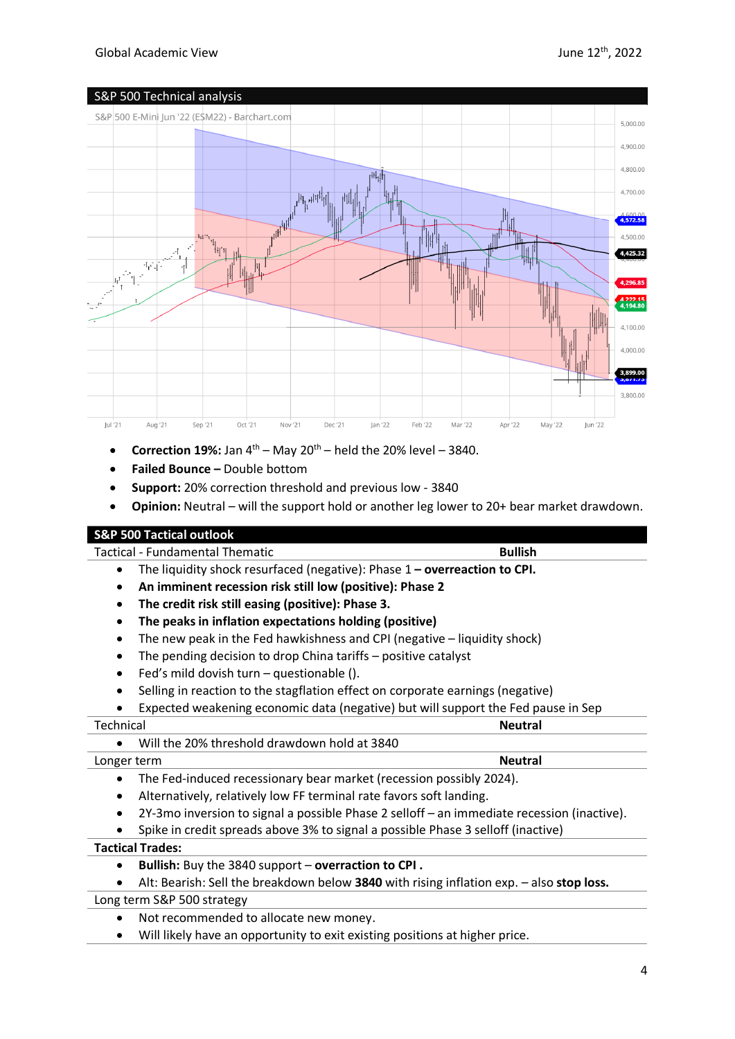## S&P 500 Technical analysis

- **Correction 19%:** Jan 4th – May 20th – held the 20% level – 3840.
- **Failed Bounce –** Double bottom
- **Support:** 20% correction threshold and previous low - 3840
- **Opinion:** Neutral – will the support hold or another leg lower to 20+ bear market drawdown.

## S&P 500 Tactical outlook

**Tactical - Fundamental Thematic** — **Bullish**

- The liquidity shock resurfaced (negative): Phase 1 **– overreaction to CPI.**
- **An imminent recession risk still low (positive): Phase 2**
- **The credit risk still easing (positive): Phase 3.**
- **The peaks in inflation expectations holding (positive)**
- The new peak in the Fed hawkishness and CPI (negative – liquidity shock)
- The pending decision to drop China tariffs – positive catalyst
- Fed's mild dovish turn – questionable ().
- Selling in reaction to the stagflation effect on corporate earnings (negative)
- Expected weakening economic data (negative) but will support the Fed pause in Sep

**Technical** — **Neutral**

- Will the 20% threshold drawdown hold at 3840

**Longer term** — **Neutral**

- The Fed-induced recessionary bear market (recession possibly 2024).
- Alternatively, relatively low FF terminal rate favors soft landing.
- 2Y-3mo inversion to signal a possible Phase 2 selloff – an immediate recession (inactive).
- Spike in credit spreads above 3% to signal a possible Phase 3 selloff (inactive)

**Tactical Trades:**

- **Bullish:** Buy the 3840 support – **overraction to CPI .**
- Alt: Bearish: Sell the breakdown below **3840** with rising inflation exp. – also **stop loss.**

**Long term S&P 500 strategy**

- Not recommended to allocate new money.
- Will likely have an opportunity to exit existing positions at higher price.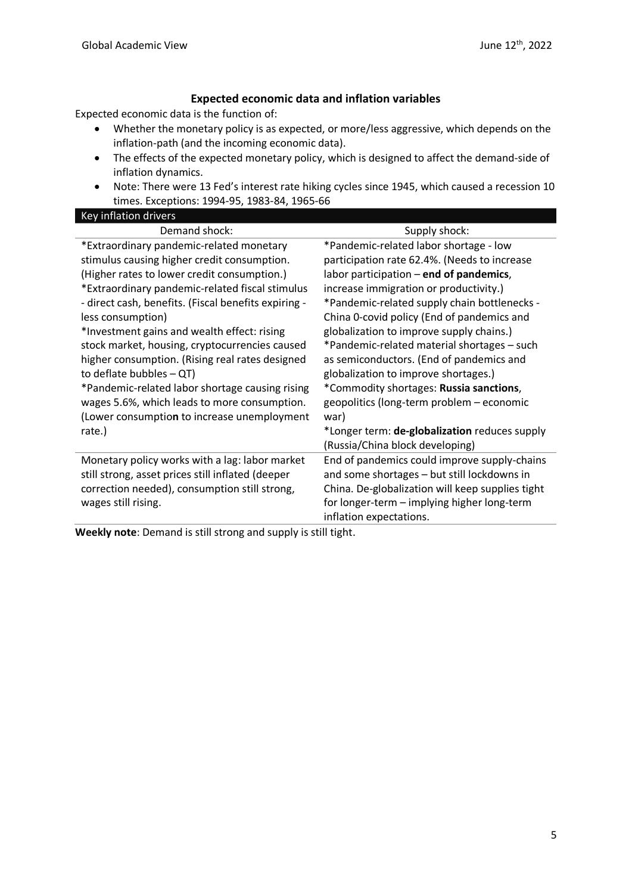## Expected economic data and inflation variables

Expected economic data is the function of:

- Whether the monetary policy is as expected, or more/less aggressive, which depends on the inflation-path (and the incoming economic data).
- The effects of the expected monetary policy, which is designed to affect the demand-side of inflation dynamics.
- Note: There were 13 Fed's interest rate hiking cycles since 1945, which caused a recession 10 times. Exceptions: 1994-95, 1983-84, 1965-66

| Key inflation drivers | |
|---|---|
| Demand shock: | Supply shock: |
| *Extraordinary pandemic-related monetary stimulus causing higher credit consumption. (Higher rates to lower credit consumption.)<br>*Extraordinary pandemic-related fiscal stimulus - direct cash, benefits. (Fiscal benefits expiring - less consumption)<br>*Investment gains and wealth effect: rising stock market, housing, cryptocurrencies caused higher consumption. (Rising real rates designed to deflate bubbles – QT)<br>*Pandemic-related labor shortage causing rising wages 5.6%, which leads to more consumption. (Lower consumptio**n** to increase unemployment rate.) | *Pandemic-related labor shortage - low participation rate 62.4%. (Needs to increase labor participation – **end of pandemics**, increase immigration or productivity.)<br>*Pandemic-related supply chain bottlenecks - China 0-covid policy (End of pandemics and globalization to improve supply chains.)<br>*Pandemic-related material shortages – such as semiconductors. (End of pandemics and globalization to improve shortages.)<br>*Commodity shortages: **Russia sanctions**, geopolitics (long-term problem – economic war)<br>*Longer term: **de-globalization** reduces supply (Russia/China block developing) |
| Monetary policy works with a lag: labor market still strong, asset prices still inflated (deeper correction needed), consumption still strong, wages still rising. | End of pandemics could improve supply-chains and some shortages – but still lockdowns in China. De-globalization will keep supplies tight for longer-term – implying higher long-term inflation expectations. |

**Weekly note**: Demand is still strong and supply is still tight.